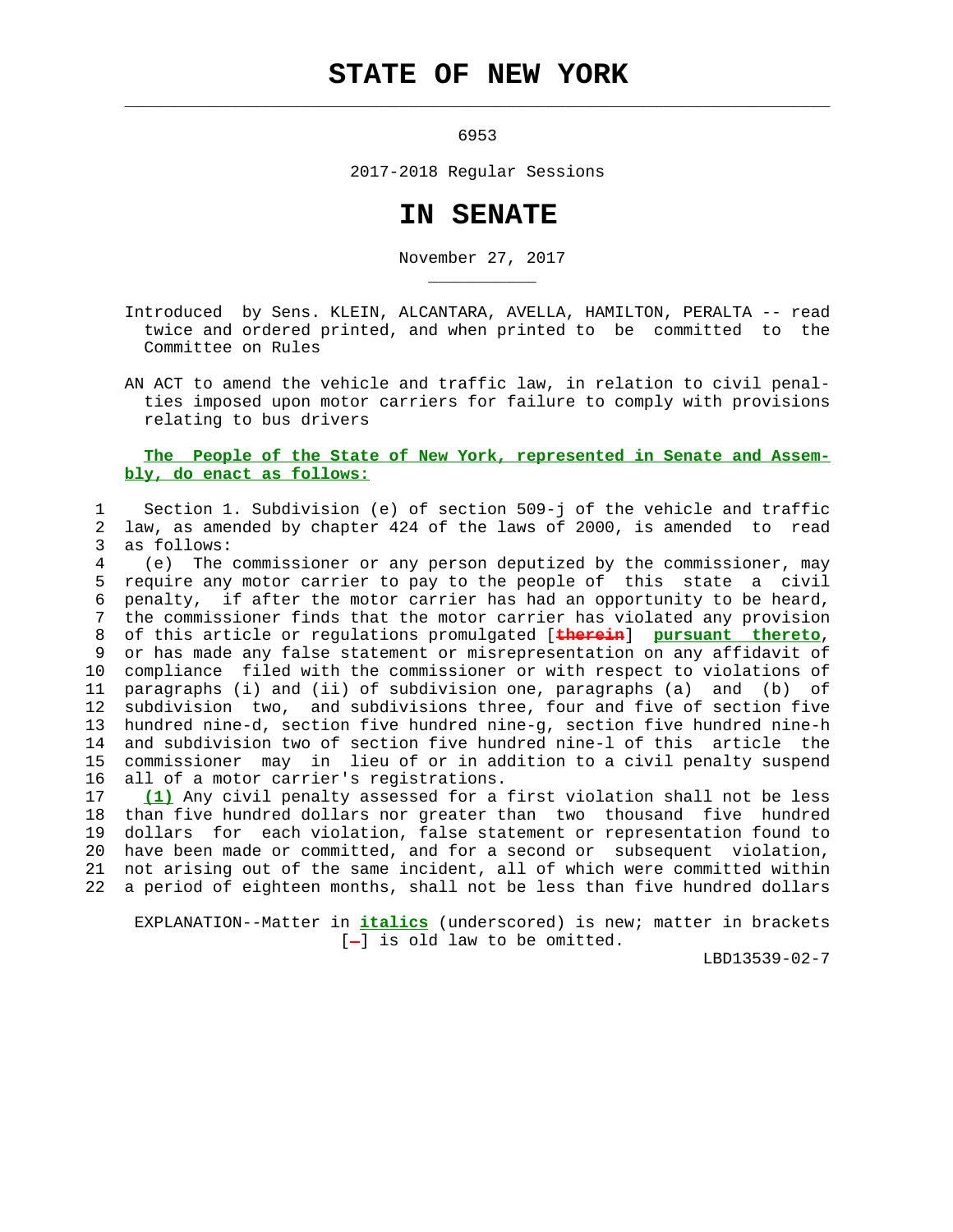# STATE OF NEW YORK

6953

2017-2018 Regular Sessions

# IN SENATE

November 27, 2017

Introduced by Sens. KLEIN, ALCANTARA, AVELLA, HAMILTON, PERALTA -- read twice and ordered printed, and when printed to be committed to the Committee on Rules

AN ACT to amend the vehicle and traffic law, in relation to civil penalties imposed upon motor carriers for failure to comply with provisions relating to bus drivers

**The People of the State of New York, represented in Senate and Assembly, do enact as follows:**

Section 1. Subdivision (e) of section 509-j of the vehicle and traffic law, as amended by chapter 424 of the laws of 2000, is amended to read as follows:

(e) The commissioner or any person deputized by the commissioner, may require any motor carrier to pay to the people of this state a civil penalty, if after the motor carrier has had an opportunity to be heard, the commissioner finds that the motor carrier has violated any provision of this article or regulations promulgated [~~therein~~] ***pursuant thereto***, or has made any false statement or misrepresentation on any affidavit of compliance filed with the commissioner or with respect to violations of paragraphs (i) and (ii) of subdivision one, paragraphs (a) and (b) of subdivision two, and subdivisions three, four and five of section five hundred nine-d, section five hundred nine-g, section five hundred nine-h and subdivision two of section five hundred nine-l of this article the commissioner may in lieu of or in addition to a civil penalty suspend all of a motor carrier's registrations.

***(1)*** Any civil penalty assessed for a first violation shall not be less than five hundred dollars nor greater than two thousand five hundred dollars for each violation, false statement or representation found to have been made or committed, and for a second or subsequent violation, not arising out of the same incident, all of which were committed within a period of eighteen months, shall not be less than five hundred dollars

EXPLANATION--Matter in ***italics*** (underscored) is new; matter in brackets [~~-~~] is old law to be omitted.

LBD13539-02-7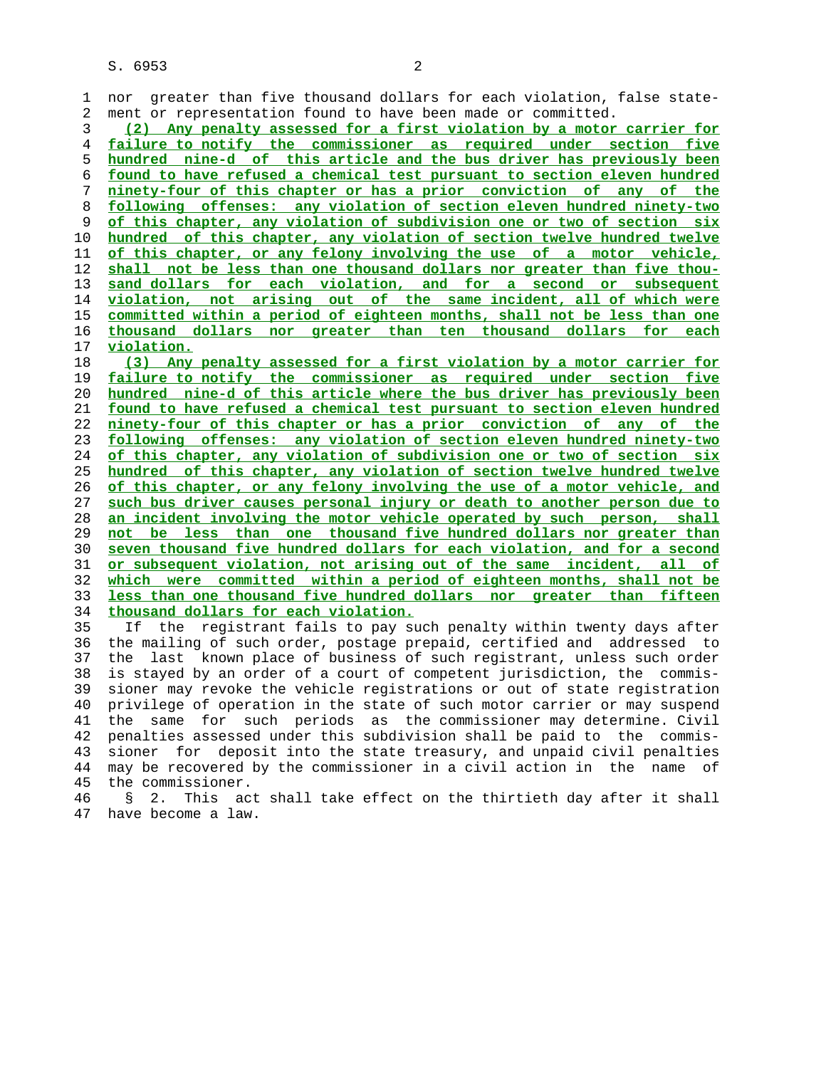nor greater than five thousand dollars for each violation, false statement or representation found to have been made or committed.

<u>(2) Any penalty assessed for a first violation by a motor carrier for failure to notify the commissioner as required under section five hundred nine-d of this article and the bus driver has previously been found to have refused a chemical test pursuant to section eleven hundred ninety-four of this chapter or has a prior conviction of any of the following offenses: any violation of section eleven hundred ninety-two of this chapter, any violation of subdivision one or two of section six hundred of this chapter, any violation of section twelve hundred twelve of this chapter, or any felony involving the use of a motor vehicle, shall not be less than one thousand dollars nor greater than five thousand dollars for each violation, and for a second or subsequent violation, not arising out of the same incident, all of which were committed within a period of eighteen months, shall not be less than one thousand dollars nor greater than ten thousand dollars for each violation.</u>

<u>(3) Any penalty assessed for a first violation by a motor carrier for failure to notify the commissioner as required under section five hundred nine-d of this article where the bus driver has previously been found to have refused a chemical test pursuant to section eleven hundred ninety-four of this chapter or has a prior conviction of any of the following offenses: any violation of section eleven hundred ninety-two of this chapter, any violation of subdivision one or two of section six hundred of this chapter, any violation of section twelve hundred twelve of this chapter, or any felony involving the use of a motor vehicle, and such bus driver causes personal injury or death to another person due to an incident involving the motor vehicle operated by such person, shall not be less than one thousand five hundred dollars nor greater than seven thousand five hundred dollars for each violation, and for a second or subsequent violation, not arising out of the same incident, all of which were committed within a period of eighteen months, shall not be less than one thousand five hundred dollars nor greater than fifteen thousand dollars for each violation.</u>

If the registrant fails to pay such penalty within twenty days after the mailing of such order, postage prepaid, certified and addressed to the last known place of business of such registrant, unless such order is stayed by an order of a court of competent jurisdiction, the commissioner may revoke the vehicle registrations or out of state registration privilege of operation in the state of such motor carrier or may suspend the same for such periods as the commissioner may determine. Civil penalties assessed under this subdivision shall be paid to the commissioner for deposit into the state treasury, and unpaid civil penalties may be recovered by the commissioner in a civil action in the name of the commissioner.

§ 2. This act shall take effect on the thirtieth day after it shall have become a law.